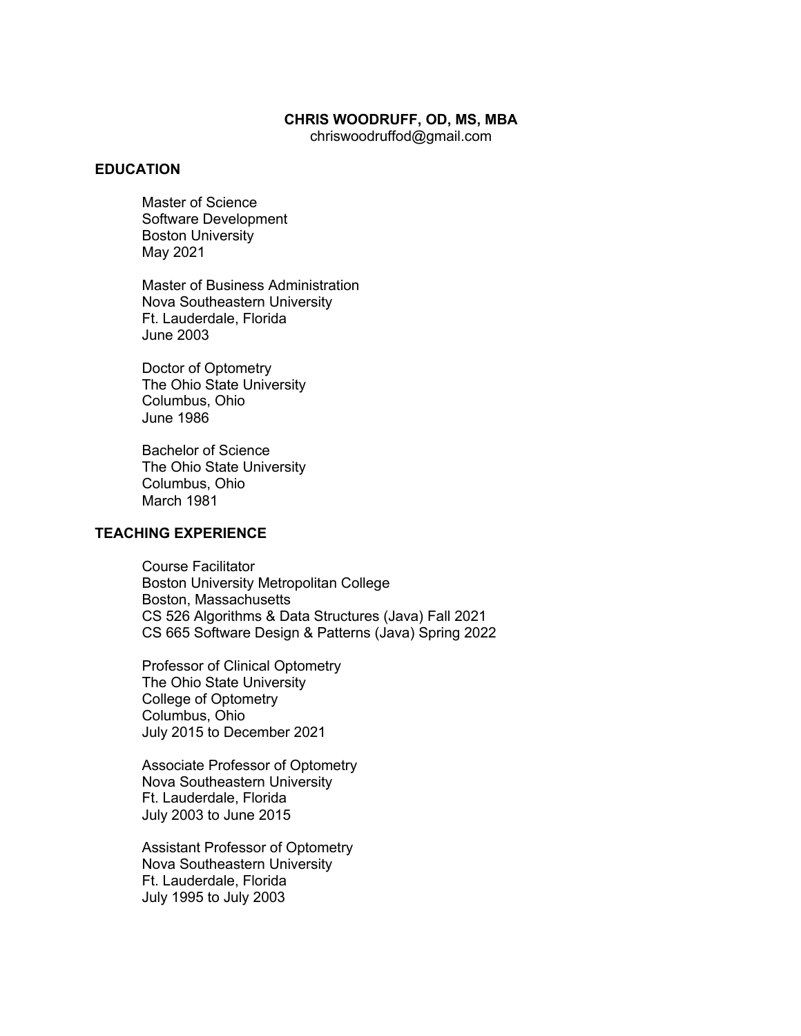# CHRIS WOODRUFF, OD, MS, MBA

chriswoodruffod@gmail.com

## EDUCATION

Master of Science
Software Development
Boston University
May 2021

Master of Business Administration
Nova Southeastern University
Ft. Lauderdale, Florida
June 2003

Doctor of Optometry
The Ohio State University
Columbus, Ohio
June 1986

Bachelor of Science
The Ohio State University
Columbus, Ohio
March 1981

## TEACHING EXPERIENCE

Course Facilitator
Boston University Metropolitan College
Boston, Massachusetts
CS 526 Algorithms & Data Structures (Java) Fall 2021
CS 665 Software Design & Patterns (Java) Spring 2022

Professor of Clinical Optometry
The Ohio State University
College of Optometry
Columbus, Ohio
July 2015 to December 2021

Associate Professor of Optometry
Nova Southeastern University
Ft. Lauderdale, Florida
July 2003 to June 2015

Assistant Professor of Optometry
Nova Southeastern University
Ft. Lauderdale, Florida
July 1995 to July 2003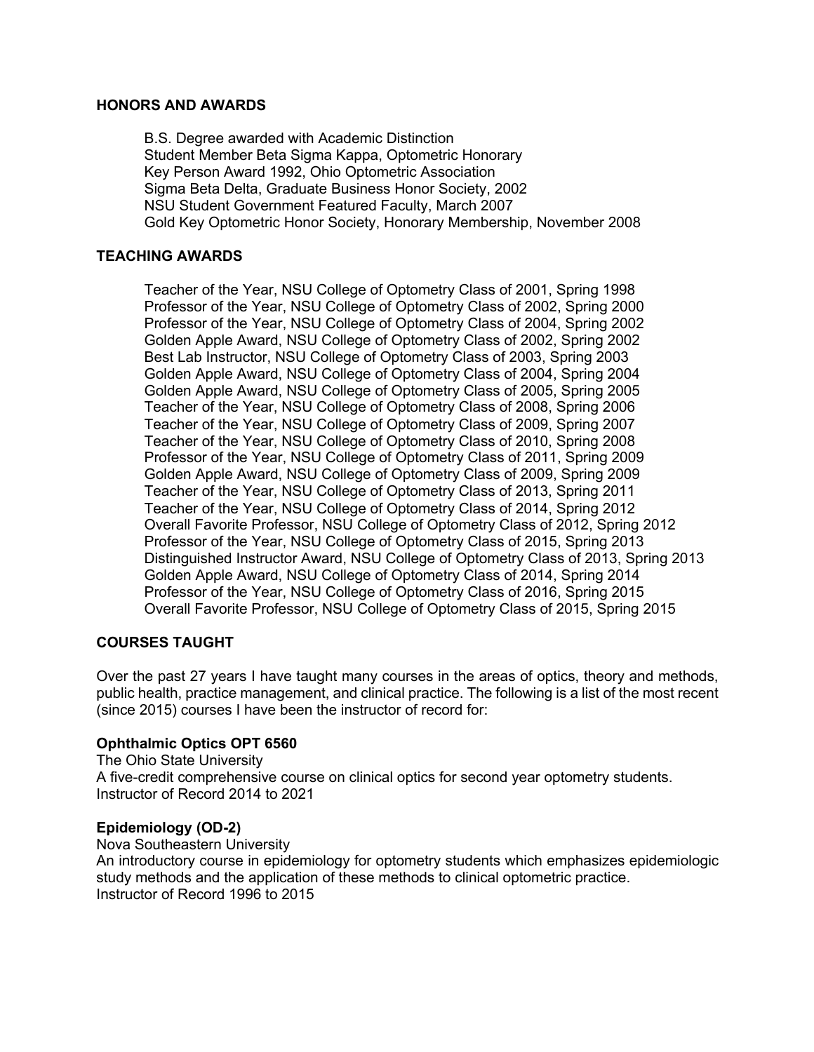## HONORS AND AWARDS

B.S. Degree awarded with Academic Distinction
Student Member Beta Sigma Kappa, Optometric Honorary
Key Person Award 1992, Ohio Optometric Association
Sigma Beta Delta, Graduate Business Honor Society, 2002
NSU Student Government Featured Faculty, March 2007
Gold Key Optometric Honor Society, Honorary Membership, November 2008

## TEACHING AWARDS

Teacher of the Year, NSU College of Optometry Class of 2001, Spring 1998
Professor of the Year, NSU College of Optometry Class of 2002, Spring 2000
Professor of the Year, NSU College of Optometry Class of 2004, Spring 2002
Golden Apple Award, NSU College of Optometry Class of 2002, Spring 2002
Best Lab Instructor, NSU College of Optometry Class of 2003, Spring 2003
Golden Apple Award, NSU College of Optometry Class of 2004, Spring 2004
Golden Apple Award, NSU College of Optometry Class of 2005, Spring 2005
Teacher of the Year, NSU College of Optometry Class of 2008, Spring 2006
Teacher of the Year, NSU College of Optometry Class of 2009, Spring 2007
Teacher of the Year, NSU College of Optometry Class of 2010, Spring 2008
Professor of the Year, NSU College of Optometry Class of 2011, Spring 2009
Golden Apple Award, NSU College of Optometry Class of 2009, Spring 2009
Teacher of the Year, NSU College of Optometry Class of 2013, Spring 2011
Teacher of the Year, NSU College of Optometry Class of 2014, Spring 2012
Overall Favorite Professor, NSU College of Optometry Class of 2012, Spring 2012
Professor of the Year, NSU College of Optometry Class of 2015, Spring 2013
Distinguished Instructor Award, NSU College of Optometry Class of 2013, Spring 2013
Golden Apple Award, NSU College of Optometry Class of 2014, Spring 2014
Professor of the Year, NSU College of Optometry Class of 2016, Spring 2015
Overall Favorite Professor, NSU College of Optometry Class of 2015, Spring 2015

## COURSES TAUGHT

Over the past 27 years I have taught many courses in the areas of optics, theory and methods, public health, practice management, and clinical practice. The following is a list of the most recent (since 2015) courses I have been the instructor of record for:

**Ophthalmic Optics OPT 6560**
The Ohio State University
A five-credit comprehensive course on clinical optics for second year optometry students.
Instructor of Record 2014 to 2021

**Epidemiology (OD-2)**
Nova Southeastern University
An introductory course in epidemiology for optometry students which emphasizes epidemiologic study methods and the application of these methods to clinical optometric practice.
Instructor of Record 1996 to 2015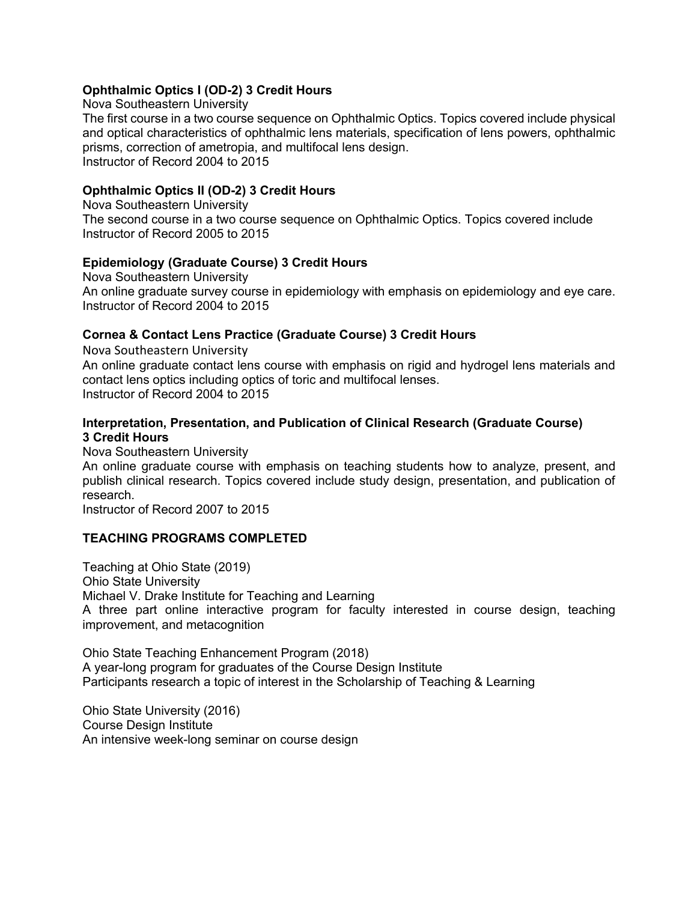**Ophthalmic Optics I (OD-2) 3 Credit Hours**
Nova Southeastern University
The first course in a two course sequence on Ophthalmic Optics. Topics covered include physical and optical characteristics of ophthalmic lens materials, specification of lens powers, ophthalmic prisms, correction of ametropia, and multifocal lens design.
Instructor of Record 2004 to 2015

**Ophthalmic Optics II (OD-2) 3 Credit Hours**
Nova Southeastern University
The second course in a two course sequence on Ophthalmic Optics. Topics covered include
Instructor of Record 2005 to 2015

**Epidemiology (Graduate Course) 3 Credit Hours**
Nova Southeastern University
An online graduate survey course in epidemiology with emphasis on epidemiology and eye care.
Instructor of Record 2004 to 2015

**Cornea & Contact Lens Practice (Graduate Course) 3 Credit Hours**
Nova Southeastern University
An online graduate contact lens course with emphasis on rigid and hydrogel lens materials and contact lens optics including optics of toric and multifocal lenses.
Instructor of Record 2004 to 2015

**Interpretation, Presentation, and Publication of Clinical Research (Graduate Course) 3 Credit Hours**
Nova Southeastern University
An online graduate course with emphasis on teaching students how to analyze, present, and publish clinical research. Topics covered include study design, presentation, and publication of research.
Instructor of Record 2007 to 2015

## TEACHING PROGRAMS COMPLETED

Teaching at Ohio State (2019)
Ohio State University
Michael V. Drake Institute for Teaching and Learning
A three part online interactive program for faculty interested in course design, teaching improvement, and metacognition

Ohio State Teaching Enhancement Program (2018)
A year-long program for graduates of the Course Design Institute
Participants research a topic of interest in the Scholarship of Teaching & Learning

Ohio State University (2016)
Course Design Institute
An intensive week-long seminar on course design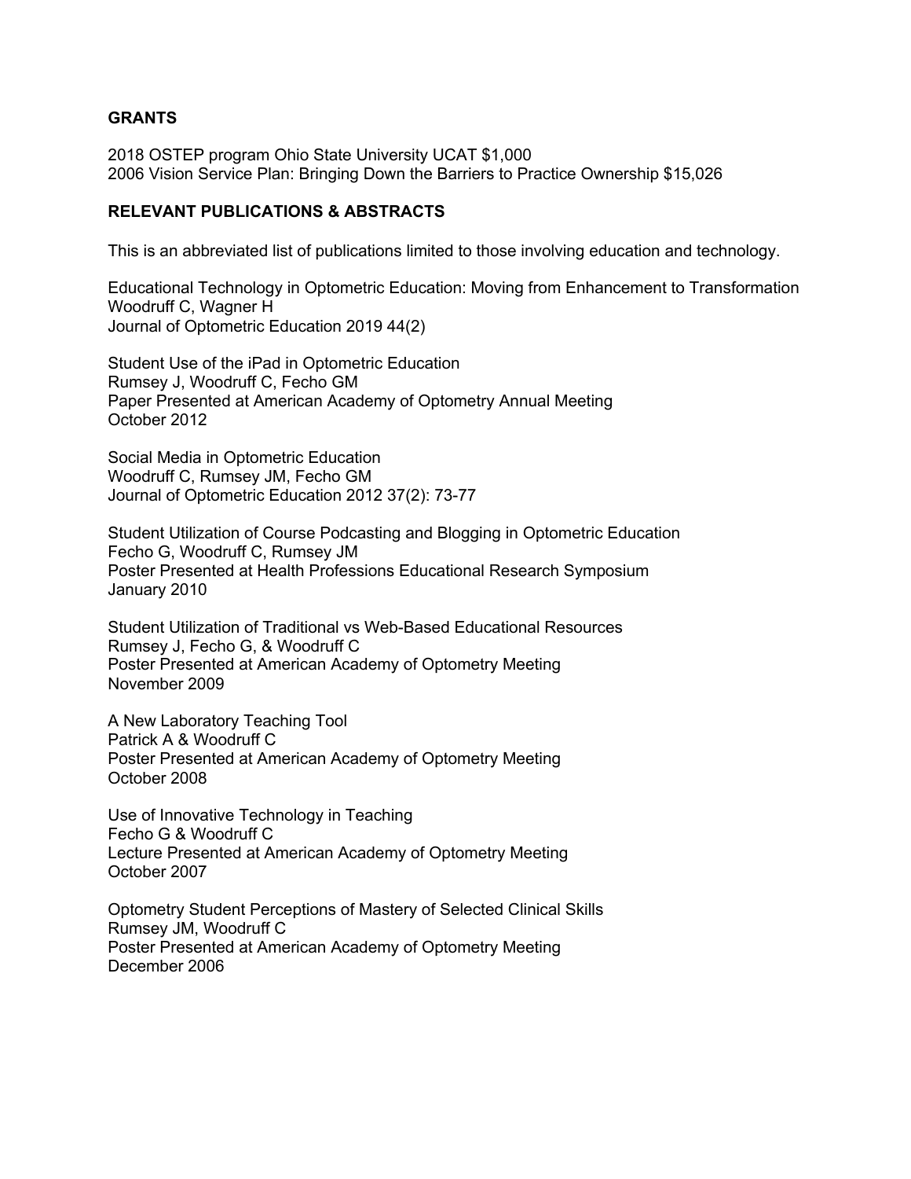## GRANTS

2018 OSTEP program Ohio State University UCAT $1,000
2006 Vision Service Plan: Bringing Down the Barriers to Practice Ownership $15,026

## RELEVANT PUBLICATIONS & ABSTRACTS

This is an abbreviated list of publications limited to those involving education and technology.

Educational Technology in Optometric Education: Moving from Enhancement to Transformation
Woodruff C, Wagner H
Journal of Optometric Education 2019 44(2)

Student Use of the iPad in Optometric Education
Rumsey J, Woodruff C, Fecho GM
Paper Presented at American Academy of Optometry Annual Meeting
October 2012

Social Media in Optometric Education
Woodruff C, Rumsey JM, Fecho GM
Journal of Optometric Education 2012 37(2): 73-77

Student Utilization of Course Podcasting and Blogging in Optometric Education
Fecho G, Woodruff C, Rumsey JM
Poster Presented at Health Professions Educational Research Symposium
January 2010

Student Utilization of Traditional vs Web-Based Educational Resources
Rumsey J, Fecho G, & Woodruff C
Poster Presented at American Academy of Optometry Meeting
November 2009

A New Laboratory Teaching Tool
Patrick A & Woodruff C
Poster Presented at American Academy of Optometry Meeting
October 2008

Use of Innovative Technology in Teaching
Fecho G & Woodruff C
Lecture Presented at American Academy of Optometry Meeting
October 2007

Optometry Student Perceptions of Mastery of Selected Clinical Skills
Rumsey JM, Woodruff C
Poster Presented at American Academy of Optometry Meeting
December 2006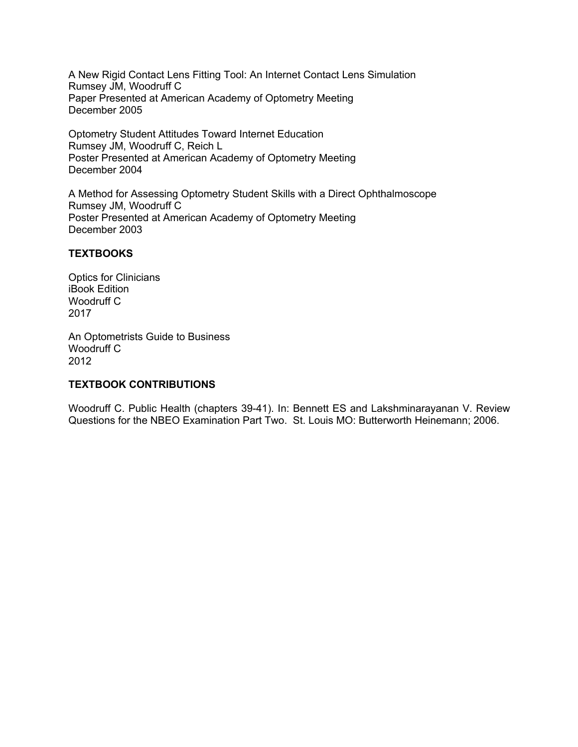A New Rigid Contact Lens Fitting Tool: An Internet Contact Lens Simulation
Rumsey JM, Woodruff C
Paper Presented at American Academy of Optometry Meeting
December 2005

Optometry Student Attitudes Toward Internet Education
Rumsey JM, Woodruff C, Reich L
Poster Presented at American Academy of Optometry Meeting
December 2004

A Method for Assessing Optometry Student Skills with a Direct Ophthalmoscope
Rumsey JM, Woodruff C
Poster Presented at American Academy of Optometry Meeting
December 2003

**TEXTBOOKS**

Optics for Clinicians
iBook Edition
Woodruff C
2017

An Optometrists Guide to Business
Woodruff C
2012

**TEXTBOOK CONTRIBUTIONS**

Woodruff C. Public Health (chapters 39-41). In: Bennett ES and Lakshminarayanan V. Review Questions for the NBEO Examination Part Two. St. Louis MO: Butterworth Heinemann; 2006.